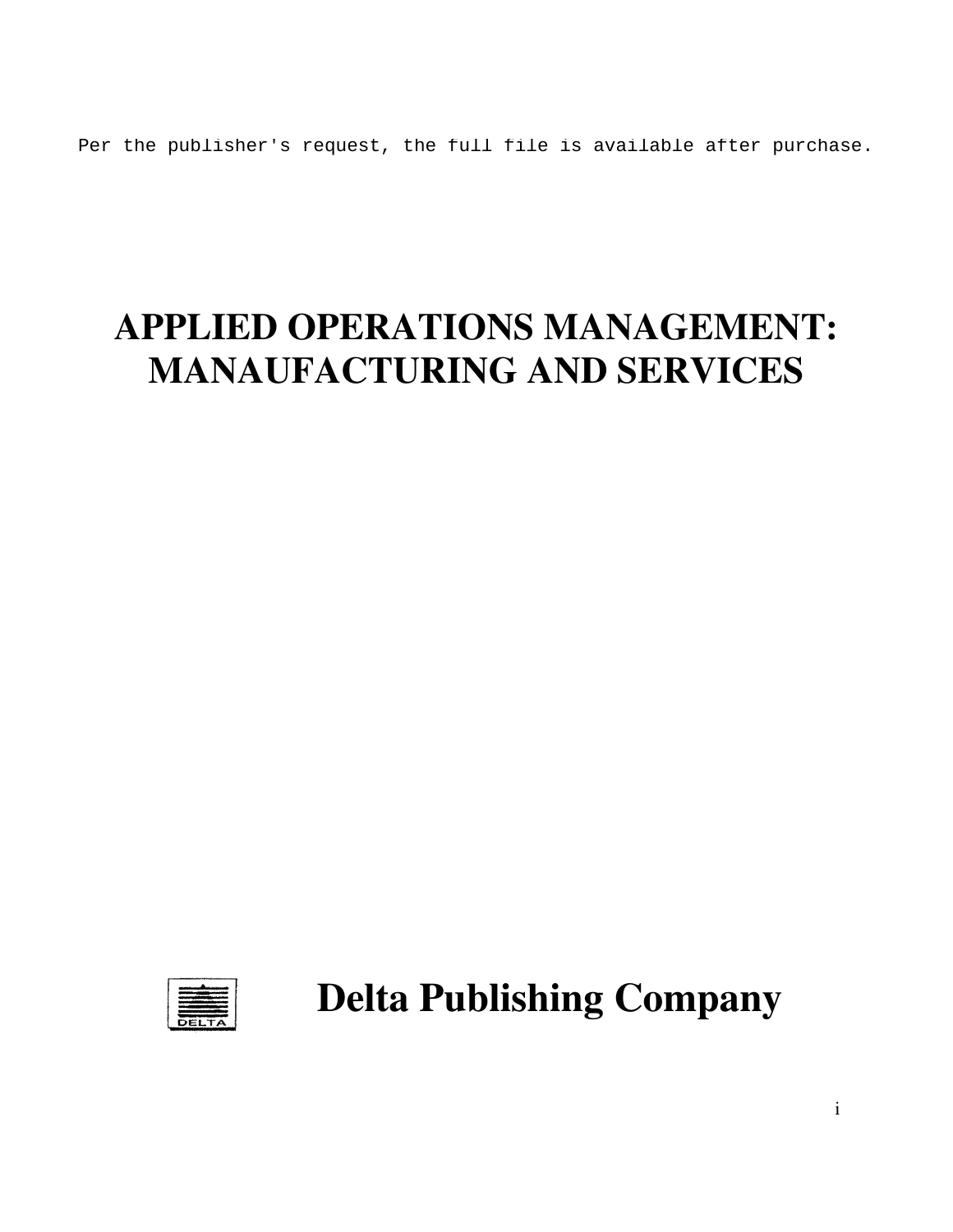Per the publisher's request, the full file is available after purchase.

# APPLIED OPERATIONS MANAGEMENT: MANAUFACTURING AND SERVICES

## Delta Publishing Company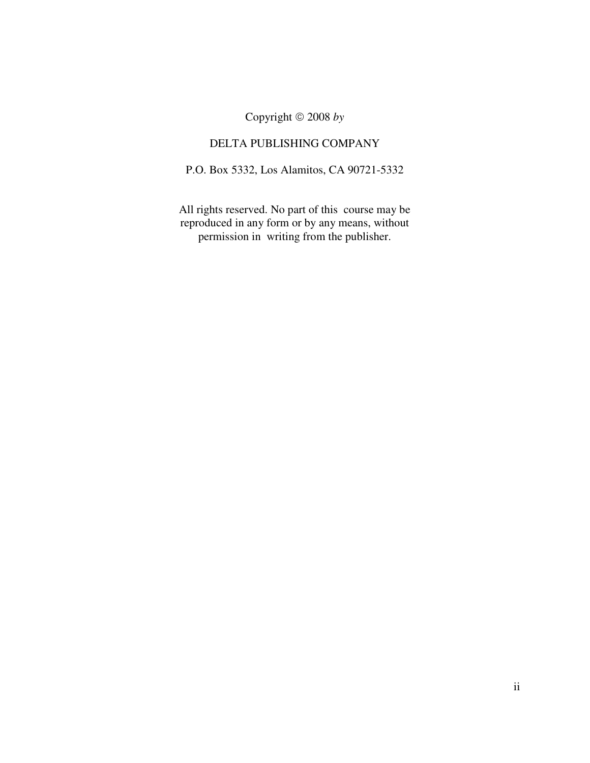Copyright © 2008 *by*

DELTA PUBLISHING COMPANY

P.O. Box 5332, Los Alamitos, CA 90721-5332

All rights reserved. No part of this course may be reproduced in any form or by any means, without permission in writing from the publisher.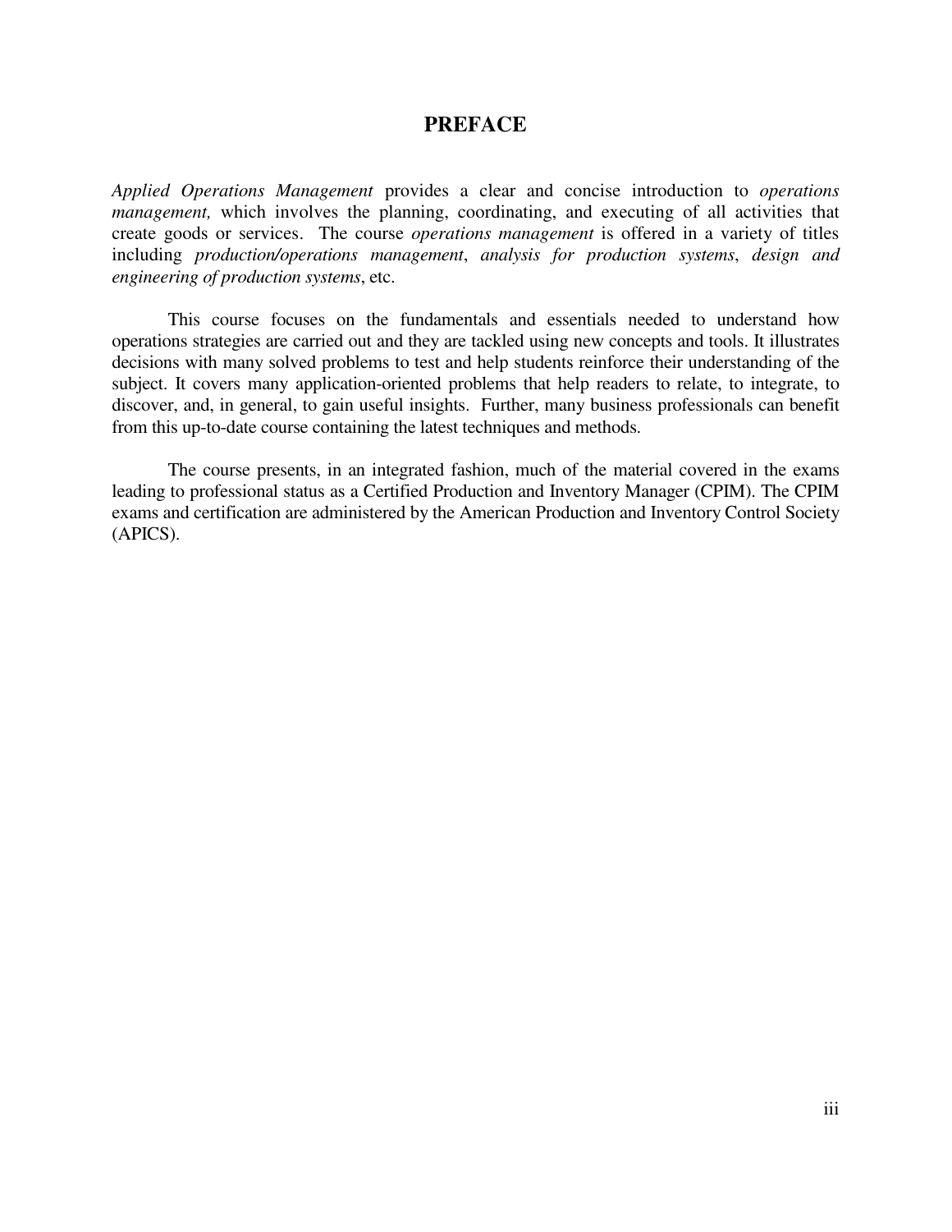# PREFACE

*Applied Operations Management* provides a clear and concise introduction to *operations management,* which involves the planning, coordinating, and executing of all activities that create goods or services. The course *operations management* is offered in a variety of titles including *production/operations management*, *analysis for production systems*, *design and engineering of production systems*, etc.

This course focuses on the fundamentals and essentials needed to understand how operations strategies are carried out and they are tackled using new concepts and tools. It illustrates decisions with many solved problems to test and help students reinforce their understanding of the subject. It covers many application-oriented problems that help readers to relate, to integrate, to discover, and, in general, to gain useful insights. Further, many business professionals can benefit from this up-to-date course containing the latest techniques and methods.

The course presents, in an integrated fashion, much of the material covered in the exams leading to professional status as a Certified Production and Inventory Manager (CPIM). The CPIM exams and certification are administered by the American Production and Inventory Control Society (APICS).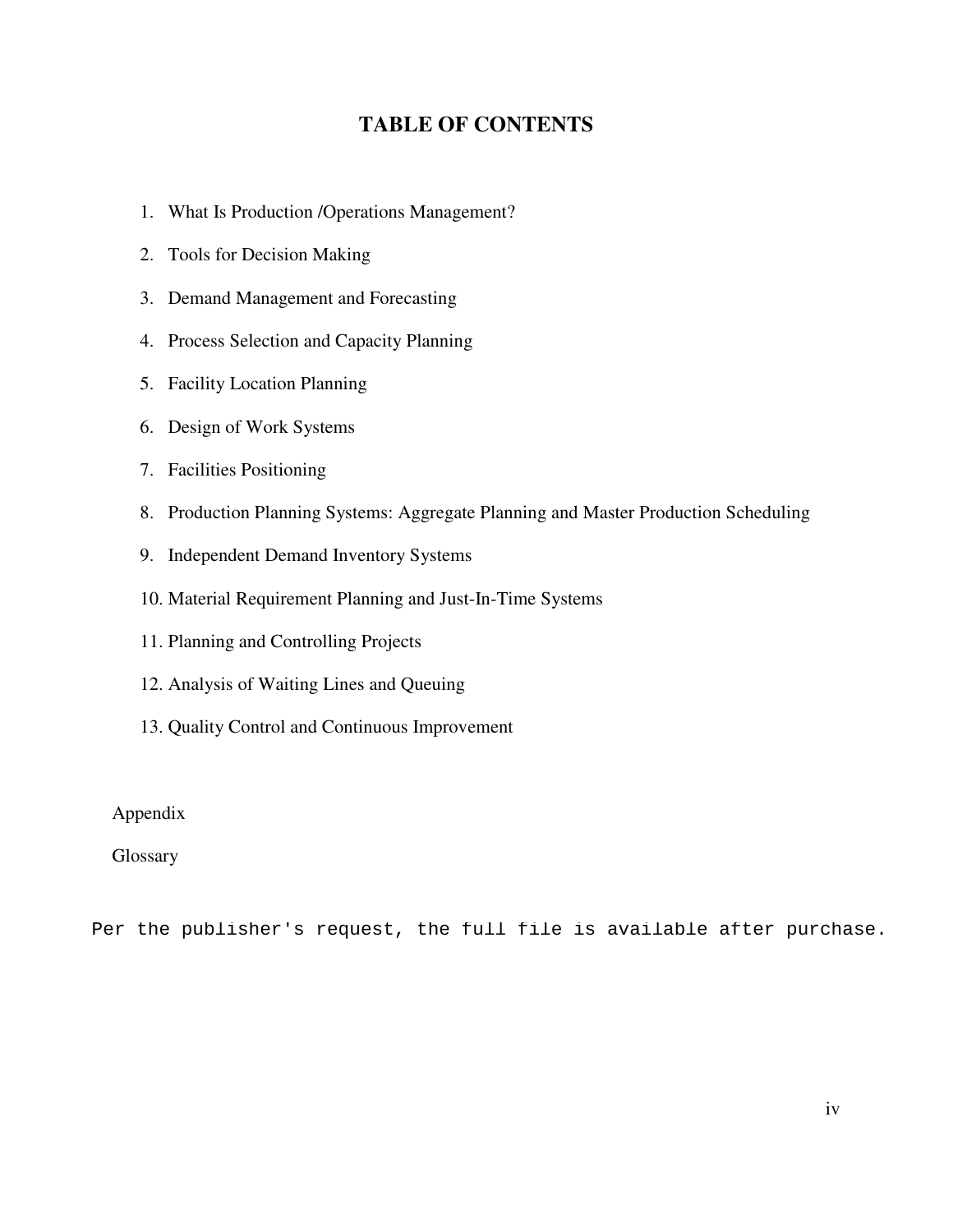# TABLE OF CONTENTS

1. What Is Production /Operations Management?
2. Tools for Decision Making
3. Demand Management and Forecasting
4. Process Selection and Capacity Planning
5. Facility Location Planning
6. Design of Work Systems
7. Facilities Positioning
8. Production Planning Systems: Aggregate Planning and Master Production Scheduling
9. Independent Demand Inventory Systems
10. Material Requirement Planning and Just-In-Time Systems
11. Planning and Controlling Projects
12. Analysis of Waiting Lines and Queuing
13. Quality Control and Continuous Improvement

Appendix

Glossary

Per the publisher's request, the full file is available after purchase.